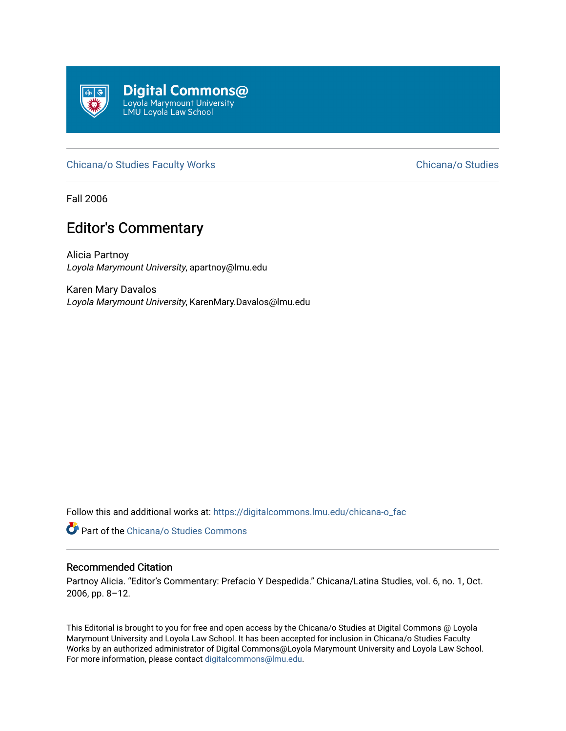Digital Commons@
Loyola Marymount University
LMU Loyola Law School

Chicana/o Studies Faculty Works | Chicana/o Studies

Fall 2006

# Editor's Commentary

Alicia Partnoy
*Loyola Marymount University*, apartnoy@lmu.edu

Karen Mary Davalos
*Loyola Marymount University*, KarenMary.Davalos@lmu.edu

Follow this and additional works at: https://digitalcommons.lmu.edu/chicana-o_fac

Part of the Chicana/o Studies Commons

## Recommended Citation

Partnoy Alicia. "Editor's Commentary: Prefacio Y Despedida." Chicana/Latina Studies, vol. 6, no. 1, Oct. 2006, pp. 8–12.

This Editorial is brought to you for free and open access by the Chicana/o Studies at Digital Commons @ Loyola Marymount University and Loyola Law School. It has been accepted for inclusion in Chicana/o Studies Faculty Works by an authorized administrator of Digital Commons@Loyola Marymount University and Loyola Law School. For more information, please contact digitalcommons@lmu.edu.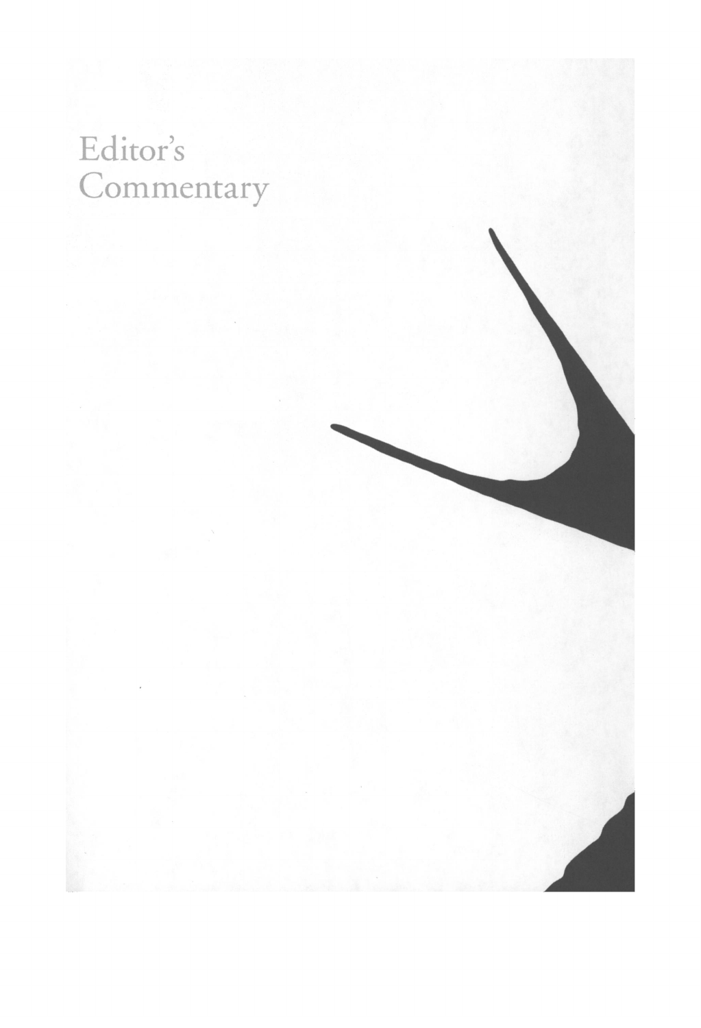# Editor's Commentary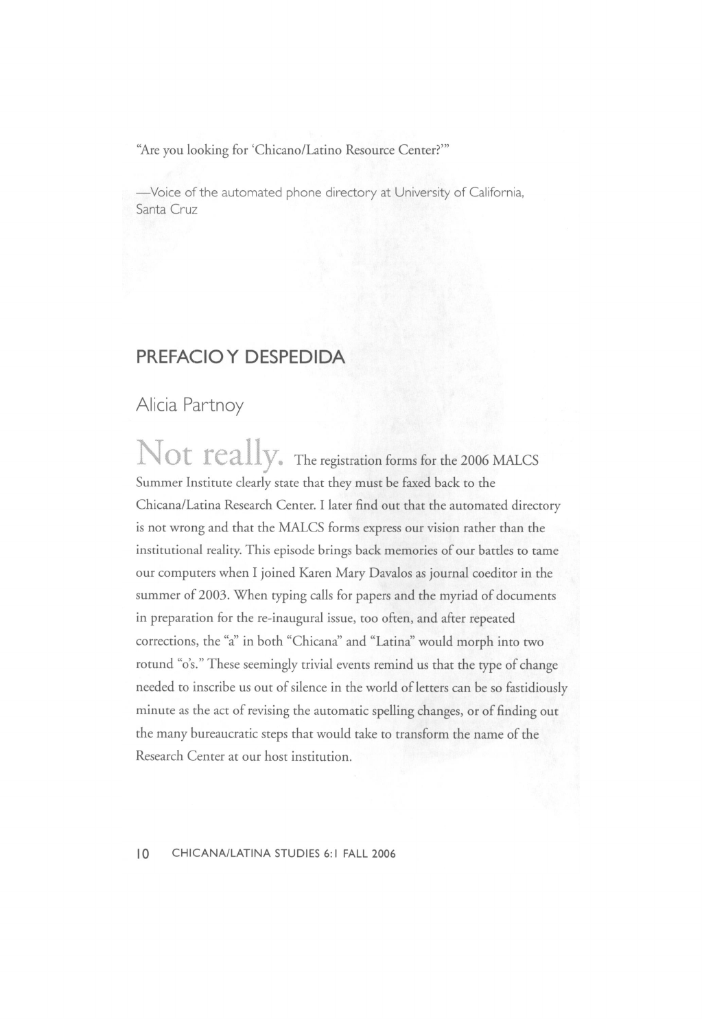"Are you looking for 'Chicano/Latino Resource Center?'"

—Voice of the automated phone directory at University of California, Santa Cruz

## PREFACIO Y DESPEDIDA

Alicia Partnoy

Not really. The registration forms for the 2006 MALCS Summer Institute clearly state that they must be faxed back to the Chicana/Latina Research Center. I later find out that the automated directory is not wrong and that the MALCS forms express our vision rather than the institutional reality. This episode brings back memories of our battles to tame our computers when I joined Karen Mary Davalos as journal coeditor in the summer of 2003. When typing calls for papers and the myriad of documents in preparation for the re-inaugural issue, too often, and after repeated corrections, the "a" in both "Chicana" and "Latina" would morph into two rotund "o's." These seemingly trivial events remind us that the type of change needed to inscribe us out of silence in the world of letters can be so fastidiously minute as the act of revising the automatic spelling changes, or of finding out the many bureaucratic steps that would take to transform the name of the Research Center at our host institution.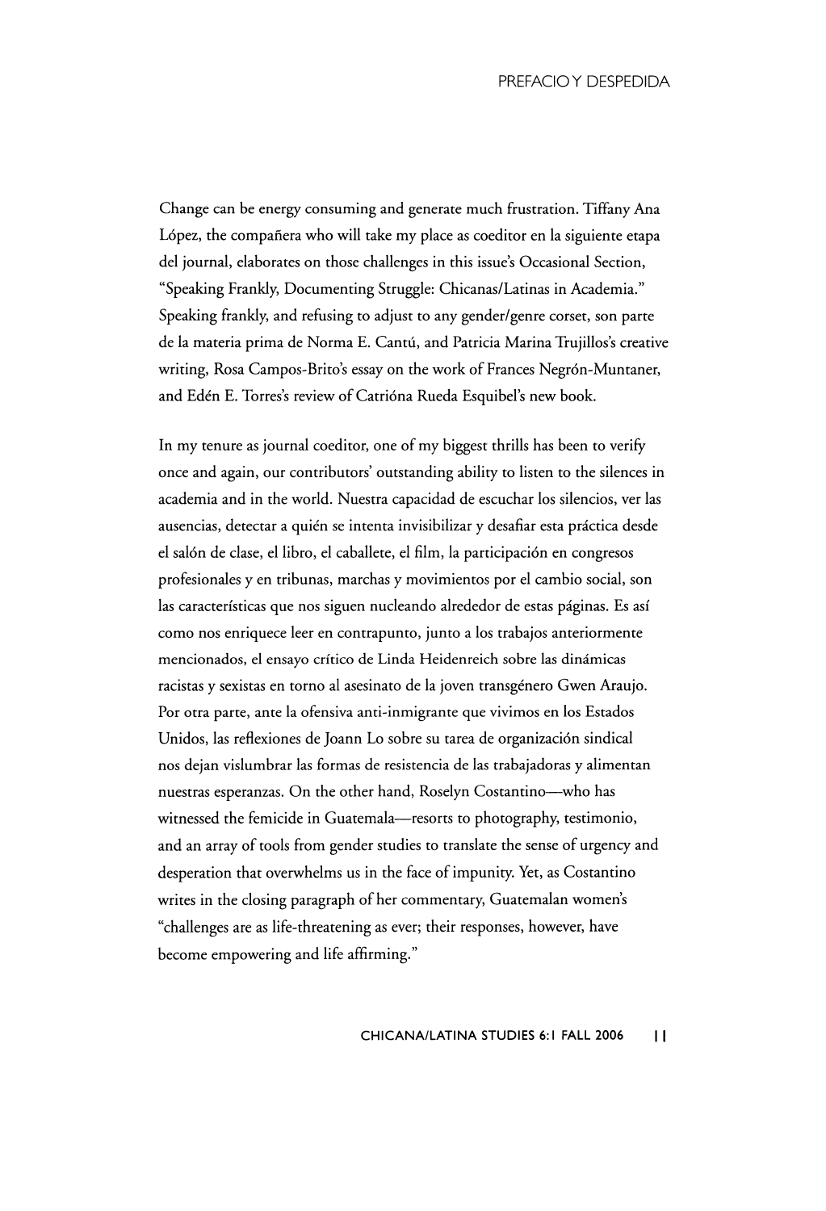Change can be energy consuming and generate much frustration. Tiffany Ana López, the compañera who will take my place as coeditor en la siguiente etapa del journal, elaborates on those challenges in this issue's Occasional Section, "Speaking Frankly, Documenting Struggle: Chicanas/Latinas in Academia." Speaking frankly, and refusing to adjust to any gender/genre corset, son parte de la materia prima de Norma E. Cantú, and Patricia Marina Trujillos's creative writing, Rosa Campos-Brito's essay on the work of Frances Negrón-Muntaner, and Edén E. Torres's review of Catrióna Rueda Esquibel's new book.

In my tenure as journal coeditor, one of my biggest thrills has been to verify once and again, our contributors' outstanding ability to listen to the silences in academia and in the world. Nuestra capacidad de escuchar los silencios, ver las ausencias, detectar a quién se intenta invisibilizar y desafiar esta práctica desde el salón de clase, el libro, el caballete, el film, la participación en congresos profesionales y en tribunas, marchas y movimientos por el cambio social, son las características que nos siguen nucleando alrededor de estas páginas. Es así como nos enriquece leer en contrapunto, junto a los trabajos anteriormente mencionados, el ensayo crítico de Linda Heidenreich sobre las dinámicas racistas y sexistas en torno al asesinato de la joven transgénero Gwen Araujo. Por otra parte, ante la ofensiva anti-inmigrante que vivimos en los Estados Unidos, las reflexiones de Joann Lo sobre su tarea de organización sindical nos dejan vislumbrar las formas de resistencia de las trabajadoras y alimentan nuestras esperanzas. On the other hand, Roselyn Costantino—who has witnessed the femicide in Guatemala—resorts to photography, testimonio, and an array of tools from gender studies to translate the sense of urgency and desperation that overwhelms us in the face of impunity. Yet, as Costantino writes in the closing paragraph of her commentary, Guatemalan women's "challenges are as life-threatening as ever; their responses, however, have become empowering and life affirming."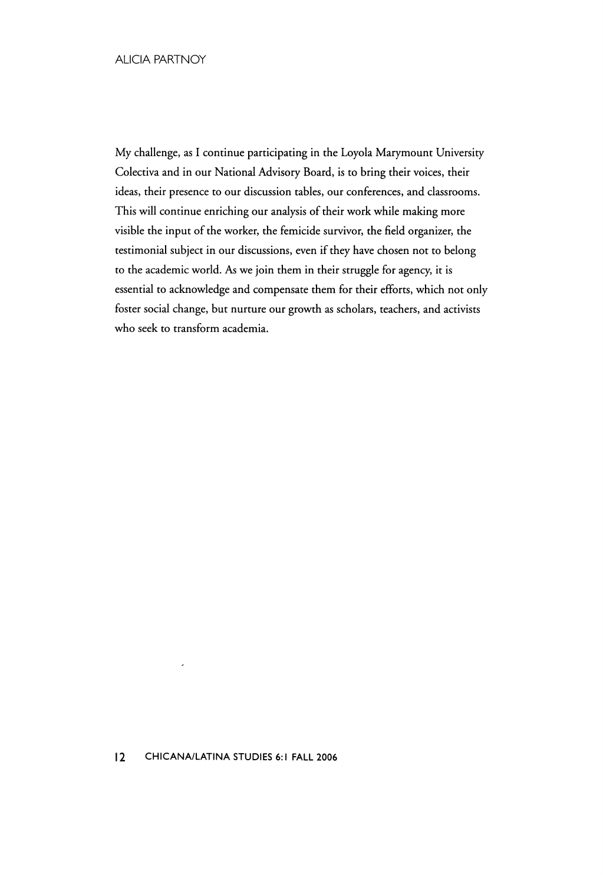My challenge, as I continue participating in the Loyola Marymount University Colectiva and in our National Advisory Board, is to bring their voices, their ideas, their presence to our discussion tables, our conferences, and classrooms. This will continue enriching our analysis of their work while making more visible the input of the worker, the femicide survivor, the field organizer, the testimonial subject in our discussions, even if they have chosen not to belong to the academic world. As we join them in their struggle for agency, it is essential to acknowledge and compensate them for their efforts, which not only foster social change, but nurture our growth as scholars, teachers, and activists who seek to transform academia.